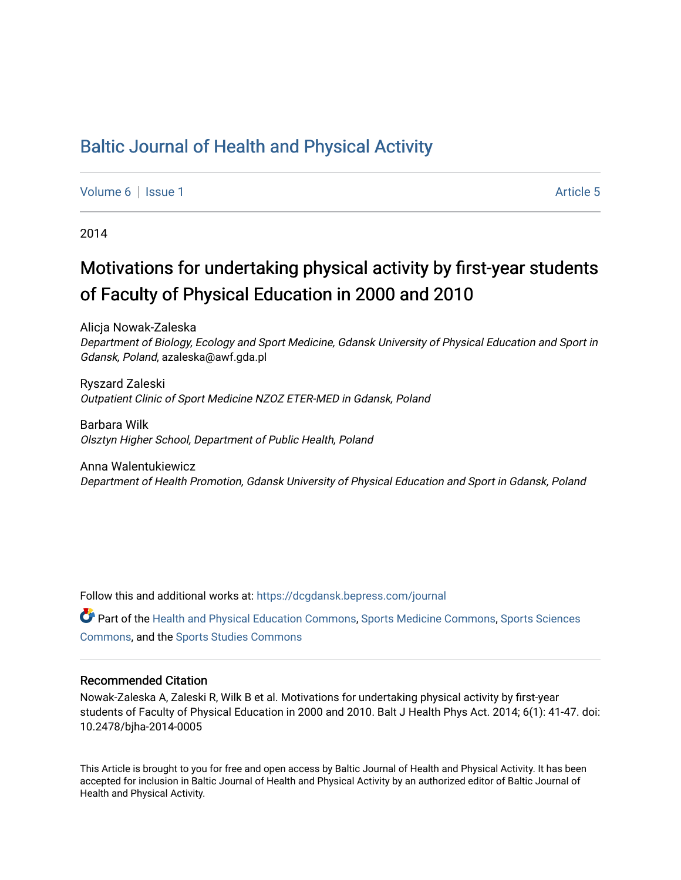# Baltic Journal of Health and Physical Activity

Volume 6 | Issue 1

Article 5

2014

## Motivations for undertaking physical activity by first-year students of Faculty of Physical Education in 2000 and 2010

Alicja Nowak-Zaleska
*Department of Biology, Ecology and Sport Medicine, Gdansk University of Physical Education and Sport in Gdansk, Poland*, azaleska@awf.gda.pl

Ryszard Zaleski
*Outpatient Clinic of Sport Medicine NZOZ ETER-MED in Gdansk, Poland*

Barbara Wilk
*Olsztyn Higher School, Department of Public Health, Poland*

Anna Walentukiewicz
*Department of Health Promotion, Gdansk University of Physical Education and Sport in Gdansk, Poland*

Follow this and additional works at: https://dcgdansk.bepress.com/journal

Part of the Health and Physical Education Commons, Sports Medicine Commons, Sports Sciences Commons, and the Sports Studies Commons

### Recommended Citation

Nowak-Zaleska A, Zaleski R, Wilk B et al. Motivations for undertaking physical activity by first-year students of Faculty of Physical Education in 2000 and 2010. Balt J Health Phys Act. 2014; 6(1): 41-47. doi: 10.2478/bjha-2014-0005

This Article is brought to you for free and open access by Baltic Journal of Health and Physical Activity. It has been accepted for inclusion in Baltic Journal of Health and Physical Activity by an authorized editor of Baltic Journal of Health and Physical Activity.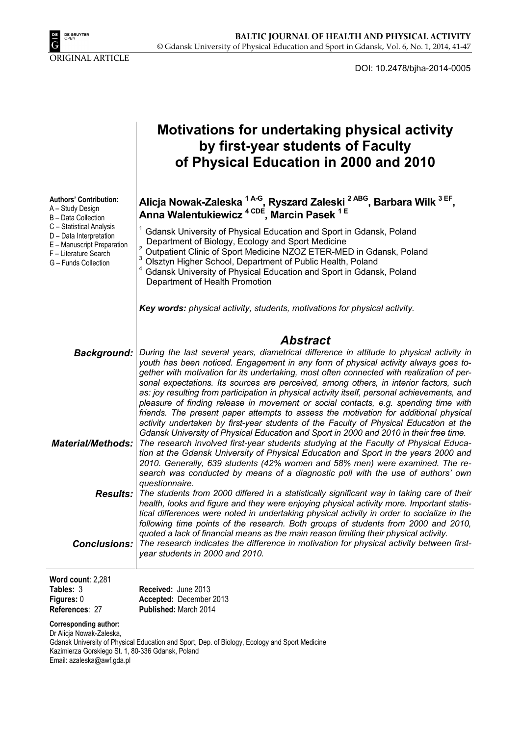ORIGINAL ARTICLE

DOI: 10.2478/bjha-2014-0005

# Motivations for undertaking physical activity by first-year students of Faculty of Physical Education in 2000 and 2010

**Authors' Contribution:**
A – Study Design
B – Data Collection
C – Statistical Analysis
D – Data Interpretation
E – Manuscript Preparation
F – Literature Search
G – Funds Collection

**Alicja Nowak-Zaleska [1 A-G], Ryszard Zaleski [2 ABG], Barbara Wilk [3 EF], Anna Walentukiewicz [4 CDE], Marcin Pasek [1 E]**

[1] Gdansk University of Physical Education and Sport in Gdansk, Poland Department of Biology, Ecology and Sport Medicine
[2] Outpatient Clinic of Sport Medicine NZOZ ETER-MED in Gdansk, Poland
[3] Olsztyn Higher School, Department of Public Health, Poland
[4] Gdansk University of Physical Education and Sport in Gdansk, Poland Department of Health Promotion

***Key words:*** *physical activity, students, motivations for physical activity.*

## *Abstract*

***Background:*** *During the last several years, diametrical difference in attitude to physical activity in youth has been noticed. Engagement in any form of physical activity always goes together with motivation for its undertaking, most often connected with realization of personal expectations. Its sources are perceived, among others, in interior factors, such as: joy resulting from participation in physical activity itself, personal achievements, and pleasure of finding release in movement or social contacts, e.g. spending time with friends. The present paper attempts to assess the motivation for additional physical activity undertaken by first-year students of the Faculty of Physical Education at the Gdansk University of Physical Education and Sport in 2000 and 2010 in their free time.*

***Material/Methods:*** *The research involved first-year students studying at the Faculty of Physical Education at the Gdansk University of Physical Education and Sport in the years 2000 and 2010. Generally, 639 students (42% women and 58% men) were examined. The research was conducted by means of a diagnostic poll with the use of authors' own questionnaire.*

***Results:*** *The students from 2000 differed in a statistically significant way in taking care of their health, looks and figure and they were enjoying physical activity more. Important statistical differences were noted in undertaking physical activity in order to socialize in the following time points of the research. Both groups of students from 2000 and 2010, quoted a lack of financial means as the main reason limiting their physical activity.*

***Conclusions:*** *The research indicates the difference in motivation for physical activity between first-year students in 2000 and 2010.*

**Word count**: 2,281
**Tables:** 3
**Figures:** 0
**References**: 27

**Received:** June 2013
**Accepted:** December 2013
**Published:** March 2014

**Corresponding author:**
Dr Alicja Nowak-Zaleska,
Gdansk University of Physical Education and Sport, Dep. of Biology, Ecology and Sport Medicine
Kazimierza Gorskiego St. 1, 80-336 Gdansk, Poland
Email: azaleska@awf.gda.pl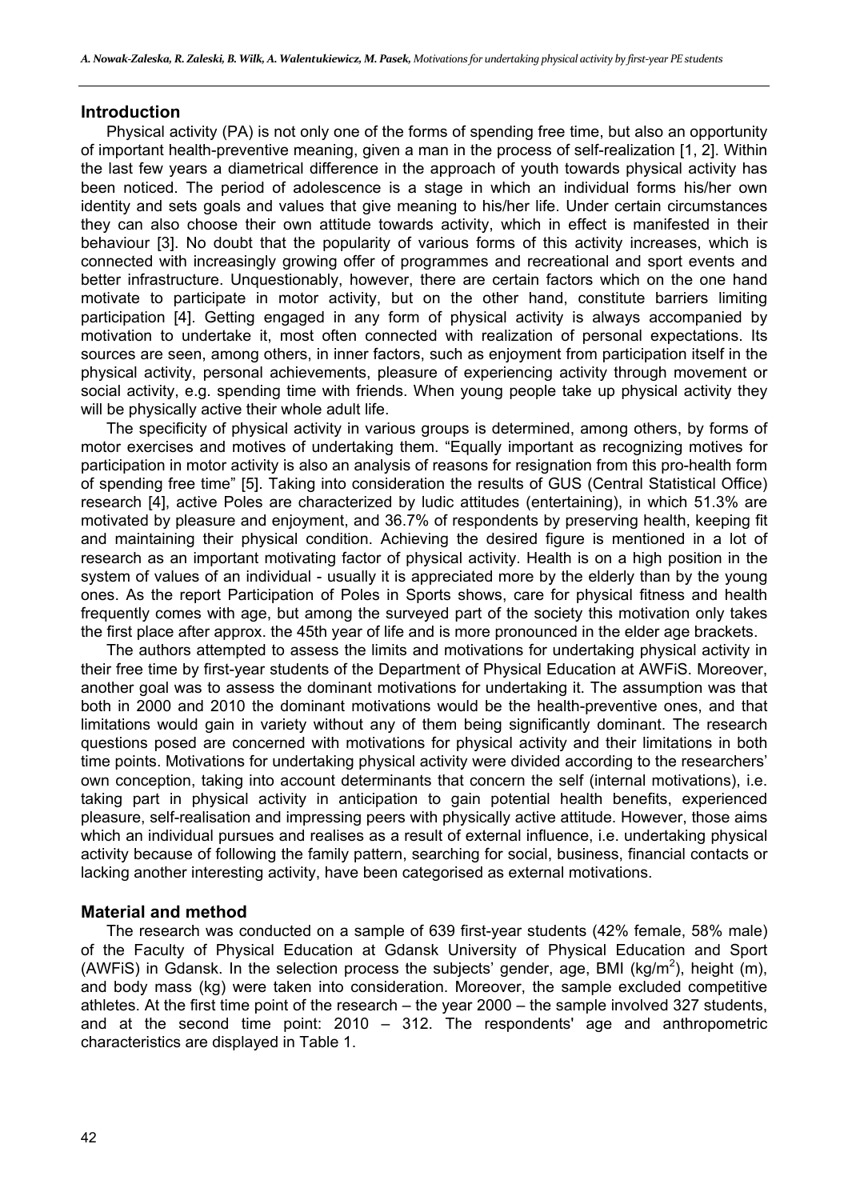## Introduction

Physical activity (PA) is not only one of the forms of spending free time, but also an opportunity of important health-preventive meaning, given a man in the process of self-realization [1, 2]. Within the last few years a diametrical difference in the approach of youth towards physical activity has been noticed. The period of adolescence is a stage in which an individual forms his/her own identity and sets goals and values that give meaning to his/her life. Under certain circumstances they can also choose their own attitude towards activity, which in effect is manifested in their behaviour [3]. No doubt that the popularity of various forms of this activity increases, which is connected with increasingly growing offer of programmes and recreational and sport events and better infrastructure. Unquestionably, however, there are certain factors which on the one hand motivate to participate in motor activity, but on the other hand, constitute barriers limiting participation [4]. Getting engaged in any form of physical activity is always accompanied by motivation to undertake it, most often connected with realization of personal expectations. Its sources are seen, among others, in inner factors, such as enjoyment from participation itself in the physical activity, personal achievements, pleasure of experiencing activity through movement or social activity, e.g. spending time with friends. When young people take up physical activity they will be physically active their whole adult life.

The specificity of physical activity in various groups is determined, among others, by forms of motor exercises and motives of undertaking them. "Equally important as recognizing motives for participation in motor activity is also an analysis of reasons for resignation from this pro-health form of spending free time" [5]. Taking into consideration the results of GUS (Central Statistical Office) research [4], active Poles are characterized by ludic attitudes (entertaining), in which 51.3% are motivated by pleasure and enjoyment, and 36.7% of respondents by preserving health, keeping fit and maintaining their physical condition. Achieving the desired figure is mentioned in a lot of research as an important motivating factor of physical activity. Health is on a high position in the system of values of an individual - usually it is appreciated more by the elderly than by the young ones. As the report Participation of Poles in Sports shows, care for physical fitness and health frequently comes with age, but among the surveyed part of the society this motivation only takes the first place after approx. the 45th year of life and is more pronounced in the elder age brackets.

The authors attempted to assess the limits and motivations for undertaking physical activity in their free time by first-year students of the Department of Physical Education at AWFiS. Moreover, another goal was to assess the dominant motivations for undertaking it. The assumption was that both in 2000 and 2010 the dominant motivations would be the health-preventive ones, and that limitations would gain in variety without any of them being significantly dominant. The research questions posed are concerned with motivations for physical activity and their limitations in both time points. Motivations for undertaking physical activity were divided according to the researchers' own conception, taking into account determinants that concern the self (internal motivations), i.e. taking part in physical activity in anticipation to gain potential health benefits, experienced pleasure, self-realisation and impressing peers with physically active attitude. However, those aims which an individual pursues and realises as a result of external influence, i.e. undertaking physical activity because of following the family pattern, searching for social, business, financial contacts or lacking another interesting activity, have been categorised as external motivations.

## Material and method

The research was conducted on a sample of 639 first-year students (42% female, 58% male) of the Faculty of Physical Education at Gdansk University of Physical Education and Sport (AWFiS) in Gdansk. In the selection process the subjects' gender, age, BMI (kg/m$^2$), height (m), and body mass (kg) were taken into consideration. Moreover, the sample excluded competitive athletes. At the first time point of the research – the year 2000 – the sample involved 327 students, and at the second time point: 2010 – 312. The respondents' age and anthropometric characteristics are displayed in Table 1.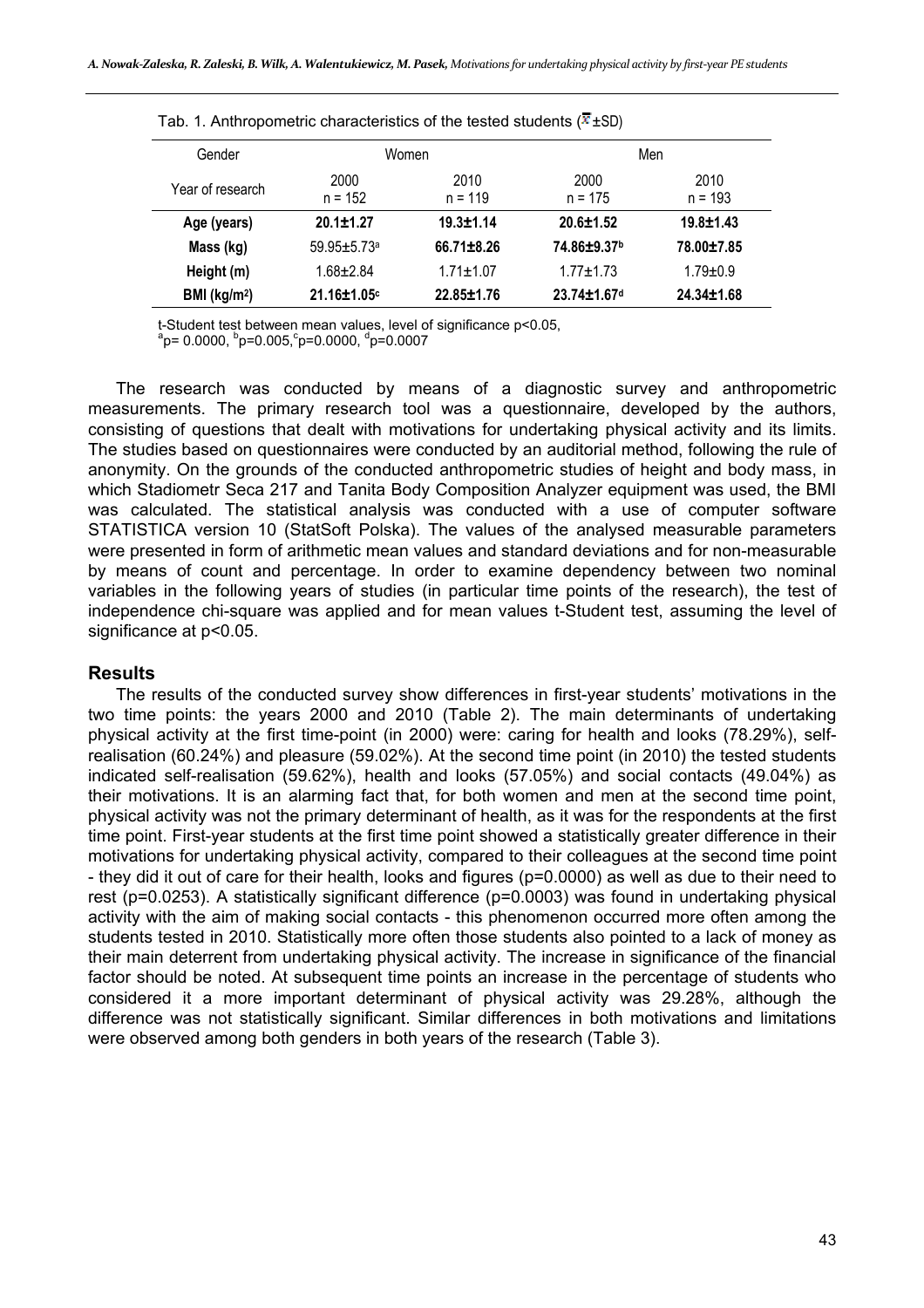Tab. 1. Anthropometric characteristics of the tested students ($\bar{x}$±SD)

| Gender | Women | | Men | |
|---|---|---|---|---|
| Year of research | 2000 n = 152 | 2010 n = 119 | 2000 n = 175 | 2010 n = 193 |
| **Age (years)** | **20.1±1.27** | **19.3±1.14** | **20.6±1.52** | **19.8±1.43** |
| **Mass (kg)** | 59.95±5.73[a] | **66.71±8.26** | **74.86±9.37[b]** | **78.00±7.85** |
| **Height (m)** | 1.68±2.84 | 1.71±1.07 | 1.77±1.73 | 1.79±0.9 |
| **BMI (kg/m²)** | **21.16±1.05[c]** | **22.85±1.76** | **23.74±1.67[d]** | **24.34±1.68** |

t-Student test between mean values, level of significance p<0.05,
[a]p= 0.0000, [b]p=0.005, [c]p=0.0000, [d]p=0.0007

The research was conducted by means of a diagnostic survey and anthropometric measurements. The primary research tool was a questionnaire, developed by the authors, consisting of questions that dealt with motivations for undertaking physical activity and its limits. The studies based on questionnaires were conducted by an auditorial method, following the rule of anonymity. On the grounds of the conducted anthropometric studies of height and body mass, in which Stadiometr Seca 217 and Tanita Body Composition Analyzer equipment was used, the BMI was calculated. The statistical analysis was conducted with a use of computer software STATISTICA version 10 (StatSoft Polska). The values of the analysed measurable parameters were presented in form of arithmetic mean values and standard deviations and for non-measurable by means of count and percentage. In order to examine dependency between two nominal variables in the following years of studies (in particular time points of the research), the test of independence chi-square was applied and for mean values t-Student test, assuming the level of significance at $p<0.05$.

## Results

The results of the conducted survey show differences in first-year students' motivations in the two time points: the years 2000 and 2010 (Table 2). The main determinants of undertaking physical activity at the first time-point (in 2000) were: caring for health and looks (78.29%), self-realisation (60.24%) and pleasure (59.02%). At the second time point (in 2010) the tested students indicated self-realisation (59.62%), health and looks (57.05%) and social contacts (49.04%) as their motivations. It is an alarming fact that, for both women and men at the second time point, physical activity was not the primary determinant of health, as it was for the respondents at the first time point. First-year students at the first time point showed a statistically greater difference in their motivations for undertaking physical activity, compared to their colleagues at the second time point - they did it out of care for their health, looks and figures ($p=0.0000$) as well as due to their need to rest ($p=0.0253$). A statistically significant difference ($p=0.0003$) was found in undertaking physical activity with the aim of making social contacts - this phenomenon occurred more often among the students tested in 2010. Statistically more often those students also pointed to a lack of money as their main deterrent from undertaking physical activity. The increase in significance of the financial factor should be noted. At subsequent time points an increase in the percentage of students who considered it a more important determinant of physical activity was 29.28%, although the difference was not statistically significant. Similar differences in both motivations and limitations were observed among both genders in both years of the research (Table 3).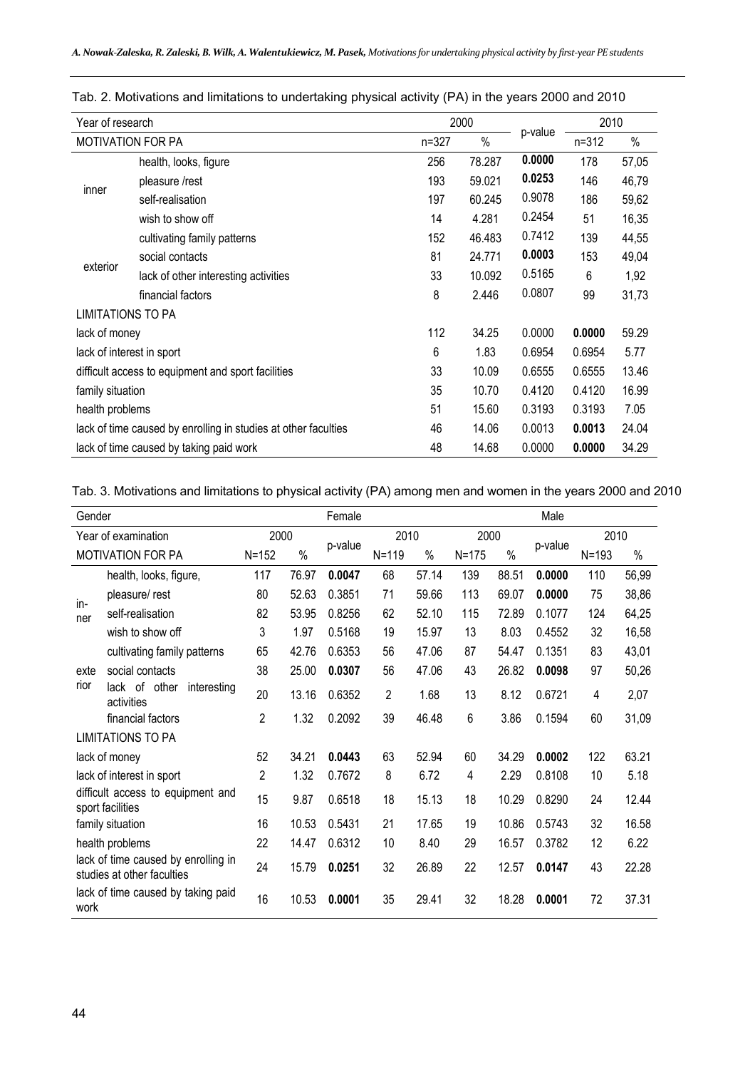Tab. 2. Motivations and limitations to undertaking physical activity (PA) in the years 2000 and 2010

| Year of research | | 2000 | | p-value | 2010 | |
|---|---|---|---|---|---|---|
| MOTIVATION FOR PA | | n=327 | % | | n=312 | % |
| inner | health, looks, figure | 256 | 78.287 | **0.0000** | 178 | 57,05 |
| | pleasure /rest | 193 | 59.021 | **0.0253** | 146 | 46,79 |
| | self-realisation | 197 | 60.245 | 0.9078 | 186 | 59,62 |
| | wish to show off | 14 | 4.281 | 0.2454 | 51 | 16,35 |
| exterior | cultivating family patterns | 152 | 46.483 | 0.7412 | 139 | 44,55 |
| | social contacts | 81 | 24.771 | **0.0003** | 153 | 49,04 |
| | lack of other interesting activities | 33 | 10.092 | 0.5165 | 6 | 1,92 |
| | financial factors | 8 | 2.446 | 0.0807 | 99 | 31,73 |
| LIMITATIONS TO PA | | | | | | |
| lack of money | | 112 | 34.25 | 0.0000 | **0.0000** | 59.29 |
| lack of interest in sport | | 6 | 1.83 | 0.6954 | 0.6954 | 5.77 |
| difficult access to equipment and sport facilities | | 33 | 10.09 | 0.6555 | 0.6555 | 13.46 |
| family situation | | 35 | 10.70 | 0.4120 | 0.4120 | 16.99 |
| health problems | | 51 | 15.60 | 0.3193 | 0.3193 | 7.05 |
| lack of time caused by enrolling in studies at other faculties | | 46 | 14.06 | 0.0013 | **0.0013** | 24.04 |
| lack of time caused by taking paid work | | 48 | 14.68 | 0.0000 | **0.0000** | 34.29 |

Tab. 3. Motivations and limitations to physical activity (PA) among men and women in the years 2000 and 2010

| Gender | | Female | | | | | Male | | | | |
|---|---|---|---|---|---|---|---|---|---|---|---|
| Year of examination | | 2000 | | p-value | 2010 | | 2000 | | p-value | 2010 | |
| MOTIVATION FOR PA | | N=152 | % | | N=119 | % | N=175 | % | | N=193 | % |
| in-ner | health, looks, figure, | 117 | 76.97 | **0.0047** | 68 | 57.14 | 139 | 88.51 | **0.0000** | 110 | 56,99 |
| | pleasure/ rest | 80 | 52.63 | 0.3851 | 71 | 59.66 | 113 | 69.07 | **0.0000** | 75 | 38,86 |
| | self-realisation | 82 | 53.95 | 0.8256 | 62 | 52.10 | 115 | 72.89 | 0.1077 | 124 | 64,25 |
| | wish to show off | 3 | 1.97 | 0.5168 | 19 | 15.97 | 13 | 8.03 | 0.4552 | 32 | 16,58 |
| exte rior | cultivating family patterns | 65 | 42.76 | 0.6353 | 56 | 47.06 | 87 | 54.47 | 0.1351 | 83 | 43,01 |
| | social contacts | 38 | 25.00 | **0.0307** | 56 | 47.06 | 43 | 26.82 | **0.0098** | 97 | 50,26 |
| | lack of other interesting activities | 20 | 13.16 | 0.6352 | 2 | 1.68 | 13 | 8.12 | 0.6721 | 4 | 2,07 |
| | financial factors | 2 | 1.32 | 0.2092 | 39 | 46.48 | 6 | 3.86 | 0.1594 | 60 | 31,09 |
| LIMITATIONS TO PA | | | | | | | | | | | |
| lack of money | | 52 | 34.21 | **0.0443** | 63 | 52.94 | 60 | 34.29 | **0.0002** | 122 | 63.21 |
| lack of interest in sport | | 2 | 1.32 | 0.7672 | 8 | 6.72 | 4 | 2.29 | 0.8108 | 10 | 5.18 |
| difficult access to equipment and sport facilities | | 15 | 9.87 | 0.6518 | 18 | 15.13 | 18 | 10.29 | 0.8290 | 24 | 12.44 |
| family situation | | 16 | 10.53 | 0.5431 | 21 | 17.65 | 19 | 10.86 | 0.5743 | 32 | 16.58 |
| health problems | | 22 | 14.47 | 0.6312 | 10 | 8.40 | 29 | 16.57 | 0.3782 | 12 | 6.22 |
| lack of time caused by enrolling in studies at other faculties | | 24 | 15.79 | **0.0251** | 32 | 26.89 | 22 | 12.57 | **0.0147** | 43 | 22.28 |
| lack of time caused by taking paid work | | 16 | 10.53 | **0.0001** | 35 | 29.41 | 32 | 18.28 | **0.0001** | 72 | 37.31 |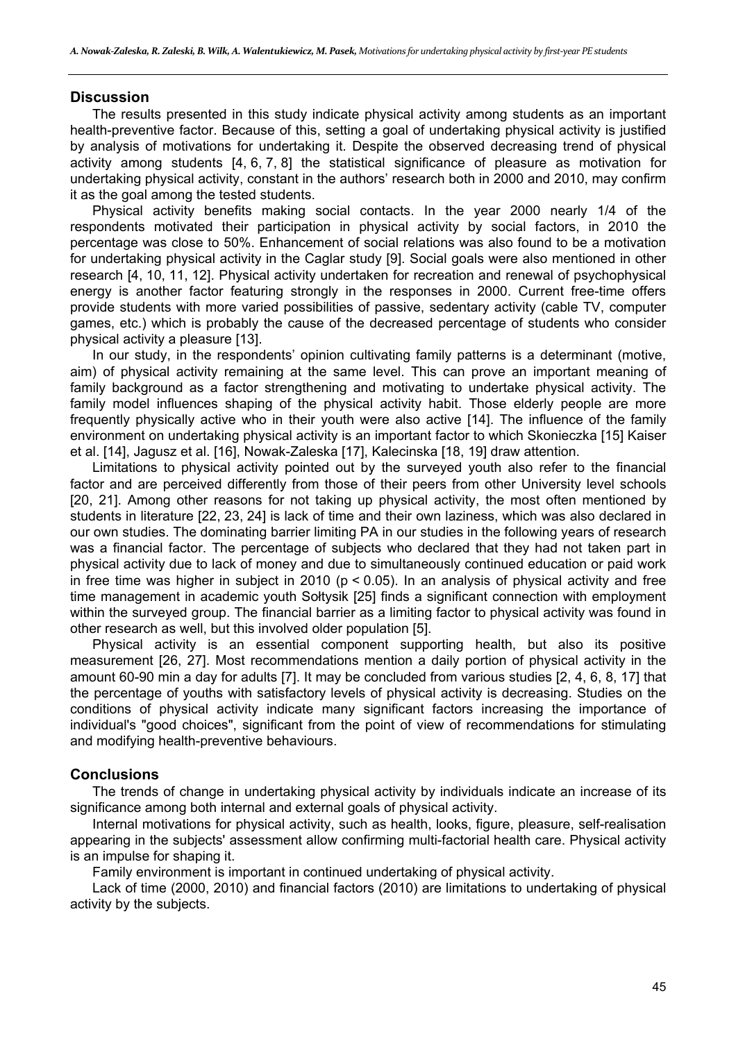## Discussion

The results presented in this study indicate physical activity among students as an important health-preventive factor. Because of this, setting a goal of undertaking physical activity is justified by analysis of motivations for undertaking it. Despite the observed decreasing trend of physical activity among students [4, 6, 7, 8] the statistical significance of pleasure as motivation for undertaking physical activity, constant in the authors' research both in 2000 and 2010, may confirm it as the goal among the tested students.

Physical activity benefits making social contacts. In the year 2000 nearly 1/4 of the respondents motivated their participation in physical activity by social factors, in 2010 the percentage was close to 50%. Enhancement of social relations was also found to be a motivation for undertaking physical activity in the Caglar study [9]. Social goals were also mentioned in other research [4, 10, 11, 12]. Physical activity undertaken for recreation and renewal of psychophysical energy is another factor featuring strongly in the responses in 2000. Current free-time offers provide students with more varied possibilities of passive, sedentary activity (cable TV, computer games, etc.) which is probably the cause of the decreased percentage of students who consider physical activity a pleasure [13].

In our study, in the respondents' opinion cultivating family patterns is a determinant (motive, aim) of physical activity remaining at the same level. This can prove an important meaning of family background as a factor strengthening and motivating to undertake physical activity. The family model influences shaping of the physical activity habit. Those elderly people are more frequently physically active who in their youth were also active [14]. The influence of the family environment on undertaking physical activity is an important factor to which Skonieczka [15] Kaiser et al. [14], Jagusz et al. [16], Nowak-Zaleska [17], Kalecinska [18, 19] draw attention.

Limitations to physical activity pointed out by the surveyed youth also refer to the financial factor and are perceived differently from those of their peers from other University level schools [20, 21]. Among other reasons for not taking up physical activity, the most often mentioned by students in literature [22, 23, 24] is lack of time and their own laziness, which was also declared in our own studies. The dominating barrier limiting PA in our studies in the following years of research was a financial factor. The percentage of subjects who declared that they had not taken part in physical activity due to lack of money and due to simultaneously continued education or paid work in free time was higher in subject in 2010 ($p < 0.05$). In an analysis of physical activity and free time management in academic youth Sołtysik [25] finds a significant connection with employment within the surveyed group. The financial barrier as a limiting factor to physical activity was found in other research as well, but this involved older population [5].

Physical activity is an essential component supporting health, but also its positive measurement [26, 27]. Most recommendations mention a daily portion of physical activity in the amount 60-90 min a day for adults [7]. It may be concluded from various studies [2, 4, 6, 8, 17] that the percentage of youths with satisfactory levels of physical activity is decreasing. Studies on the conditions of physical activity indicate many significant factors increasing the importance of individual's "good choices", significant from the point of view of recommendations for stimulating and modifying health-preventive behaviours.

## Conclusions

The trends of change in undertaking physical activity by individuals indicate an increase of its significance among both internal and external goals of physical activity.

Internal motivations for physical activity, such as health, looks, figure, pleasure, self-realisation appearing in the subjects' assessment allow confirming multi-factorial health care. Physical activity is an impulse for shaping it.

Family environment is important in continued undertaking of physical activity.

Lack of time (2000, 2010) and financial factors (2010) are limitations to undertaking of physical activity by the subjects.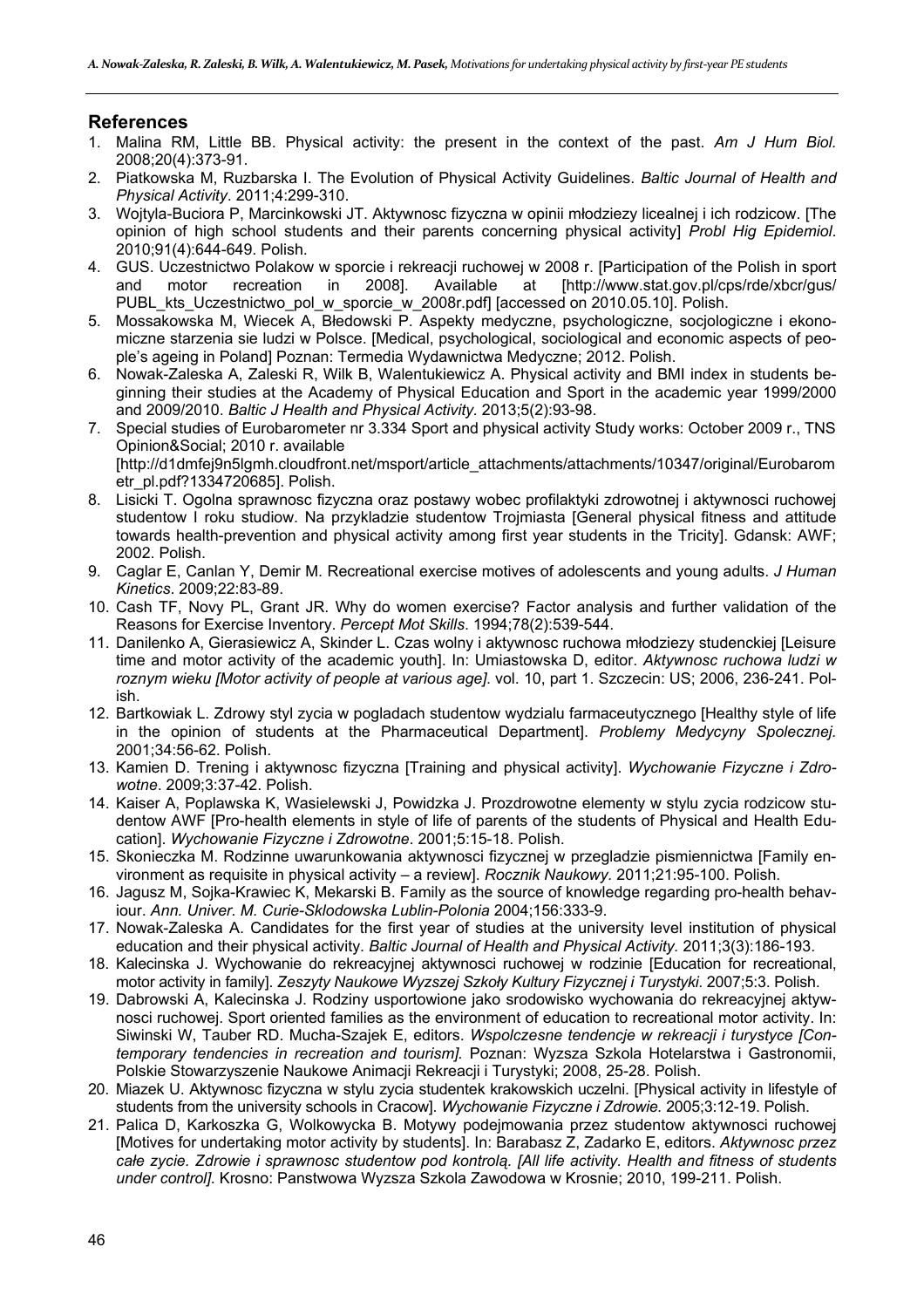## References

1. Malina RM, Little BB. Physical activity: the present in the context of the past. *Am J Hum Biol.* 2008;20(4):373-91.
2. Piatkowska M, Ruzbarska I. The Evolution of Physical Activity Guidelines. *Baltic Journal of Health and Physical Activity*. 2011;4:299-310.
3. Wojtyla-Buciora P, Marcinkowski JT. Aktywnosc fizyczna w opinii młodziezy licealnej i ich rodzicow. [The opinion of high school students and their parents concerning physical activity] *Probl Hig Epidemiol*. 2010;91(4):644-649. Polish.
4. GUS. Uczestnictwo Polakow w sporcie i rekreacji ruchowej w 2008 r. [Participation of the Polish in sport and motor recreation in 2008]. Available at [http://www.stat.gov.pl/cps/rde/xbcr/gus/PUBL_kts_Uczestnictwo_pol_w_sporcie_w_2008r.pdf] [accessed on 2010.05.10]. Polish.
5. Mossakowska M, Wiecek A, Błedowski P. Aspekty medyczne, psychologiczne, socjologiczne i ekonomiczne starzenia sie ludzi w Polsce. [Medical, psychological, sociological and economic aspects of people's ageing in Poland] Poznan: Termedia Wydawnictwa Medyczne; 2012. Polish.
6. Nowak-Zaleska A, Zaleski R, Wilk B, Walentukiewicz A. Physical activity and BMI index in students beginning their studies at the Academy of Physical Education and Sport in the academic year 1999/2000 and 2009/2010. *Baltic J Health and Physical Activity.* 2013;5(2):93-98.
7. Special studies of Eurobarometer nr 3.334 Sport and physical activity Study works: October 2009 r., TNS Opinion&Social; 2010 r. available [http://d1dmfej9n5lgmh.cloudfront.net/msport/article_attachments/attachments/10347/original/Eurobarometr_pl.pdf?1334720685]. Polish.
8. Lisicki T. Ogolna sprawnosc fizyczna oraz postawy wobec profilaktyki zdrowotnej i aktywnosci ruchowej studentow I roku studiow. Na przykladzie studentow Trojmiasta [General physical fitness and attitude towards health-prevention and physical activity among first year students in the Tricity]. Gdansk: AWF; 2002. Polish.
9. Caglar E, Canlan Y, Demir M. Recreational exercise motives of adolescents and young adults. *J Human Kinetics*. 2009;22:83-89.
10. Cash TF, Novy PL, Grant JR. Why do women exercise? Factor analysis and further validation of the Reasons for Exercise Inventory. *Percept Mot Skills*. 1994;78(2):539-544.
11. Danilenko A, Gierasiewicz A, Skinder L. Czas wolny i aktywnosc ruchowa młodziezy studenckiej [Leisure time and motor activity of the academic youth]. In: Umiastowska D, editor. *Aktywnosc ruchowa ludzi w roznym wieku [Motor activity of people at various age]*. vol. 10, part 1. Szczecin: US; 2006, 236-241. Polish.
12. Bartkowiak L. Zdrowy styl zycia w pogladach studentow wydzialu farmaceutycznego [Healthy style of life in the opinion of students at the Pharmaceutical Department]. *Problemy Medycyny Spolecznej.* 2001;34:56-62. Polish.
13. Kamien D. Trening i aktywnosc fizyczna [Training and physical activity]. *Wychowanie Fizyczne i Zdrowotne*. 2009;3:37-42. Polish.
14. Kaiser A, Poplawska K, Wasielewski J, Powidzka J. Prozdrowotne elementy w stylu zycia rodzicow studentow AWF [Pro-health elements in style of life of parents of the students of Physical and Health Education]. *Wychowanie Fizyczne i Zdrowotne*. 2001;5:15-18. Polish.
15. Skonieczka M. Rodzinne uwarunkowania aktywnosci fizycznej w przegladzie pismiennictwa [Family environment as requisite in physical activity – a review]. *Rocznik Naukowy*. 2011;21:95-100. Polish.
16. Jagusz M, Sojka-Krawiec K, Mekarski B. Family as the source of knowledge regarding pro-health behaviour. *Ann. Univer. M. Curie-Sklodowska Lublin-Polonia* 2004;156:333-9.
17. Nowak-Zaleska A. Candidates for the first year of studies at the university level institution of physical education and their physical activity. *Baltic Journal of Health and Physical Activity.* 2011;3(3):186-193.
18. Kalecinska J. Wychowanie do rekreacyjnej aktywnosci ruchowej w rodzinie [Education for recreational, motor activity in family]. *Zeszyty Naukowe Wyzszej Szkoły Kultury Fizycznej i Turystyki*. 2007;5:3. Polish.
19. Dabrowski A, Kalecinska J. Rodziny usportowione jako srodowisko wychowania do rekreacyjnej aktywnosci ruchowej. Sport oriented families as the environment of education to recreational motor activity. In: Siwinski W, Tauber RD. Mucha-Szajek E, editors. *Wspolczesne tendencje w rekreacji i turystyce [Contemporary tendencies in recreation and tourism]*. Poznan: Wyzsza Szkola Hotelarstwa i Gastronomii, Polskie Stowarzyszenie Naukowe Animacji Rekreacji i Turystyki; 2008, 25-28. Polish.
20. Miazek U. Aktywnosc fizyczna w stylu zycia studentek krakowskich uczelni. [Physical activity in lifestyle of students from the university schools in Cracow]. *Wychowanie Fizyczne i Zdrowie.* 2005;3:12-19. Polish.
21. Palica D, Karkoszka G, Wolkowycka B. Motywy podejmowania przez studentow aktywnosci ruchowej [Motives for undertaking motor activity by students]. In: Barabasz Z, Zadarko E, editors. *Aktywnosc przez całe zycie. Zdrowie i sprawnosc studentow pod kontrolą. [All life activity. Health and fitness of students under control]*. Krosno: Panstwowa Wyzsza Szkola Zawodowa w Krosnie; 2010, 199-211. Polish.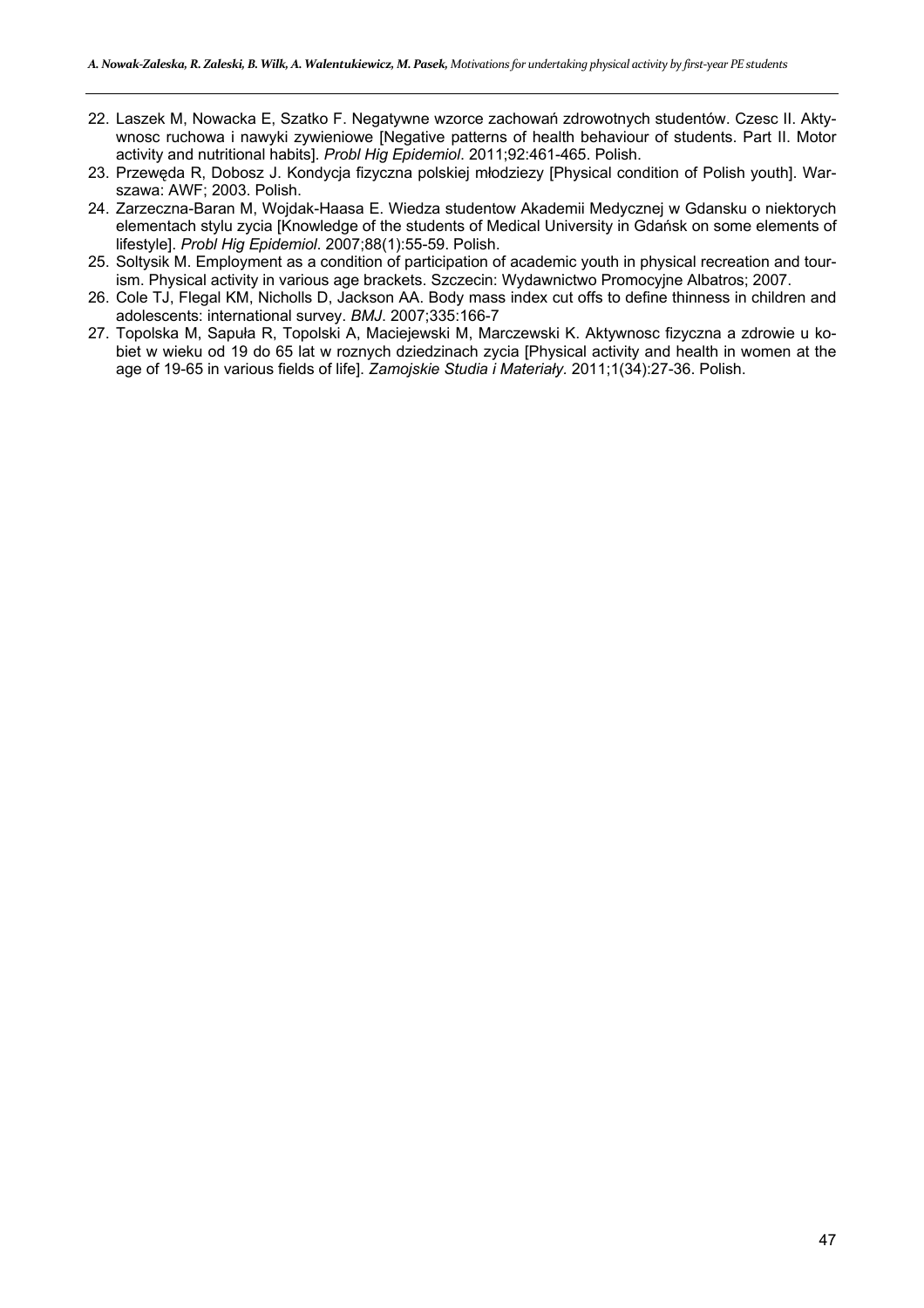22. Laszek M, Nowacka E, Szatko F. Negatywne wzorce zachowań zdrowotnych studentów. Czesc II. Aktywnosc ruchowa i nawyki zywieniowe [Negative patterns of health behaviour of students. Part II. Motor activity and nutritional habits]. *Probl Hig Epidemiol*. 2011;92:461-465. Polish.
23. Przewęda R, Dobosz J. Kondycja fizyczna polskiej młodziezy [Physical condition of Polish youth]. Warszawa: AWF; 2003. Polish.
24. Zarzeczna-Baran M, Wojdak-Haasa E. Wiedza studentow Akademii Medycznej w Gdansku o niektorych elementach stylu zycia [Knowledge of the students of Medical University in Gdańsk on some elements of lifestyle]. *Probl Hig Epidemiol*. 2007;88(1):55-59. Polish.
25. Soltysik M. Employment as a condition of participation of academic youth in physical recreation and tourism. Physical activity in various age brackets. Szczecin: Wydawnictwo Promocyjne Albatros; 2007.
26. Cole TJ, Flegal KM, Nicholls D, Jackson AA. Body mass index cut offs to define thinness in children and adolescents: international survey. *BMJ*. 2007;335:166-7
27. Topolska M, Sapuła R, Topolski A, Maciejewski M, Marczewski K. Aktywnosc fizyczna a zdrowie u kobiet w wieku od 19 do 65 lat w roznych dziedzinach zycia [Physical activity and health in women at the age of 19-65 in various fields of life]. *Zamojskie Studia i Materiały*. 2011;1(34):27-36. Polish.